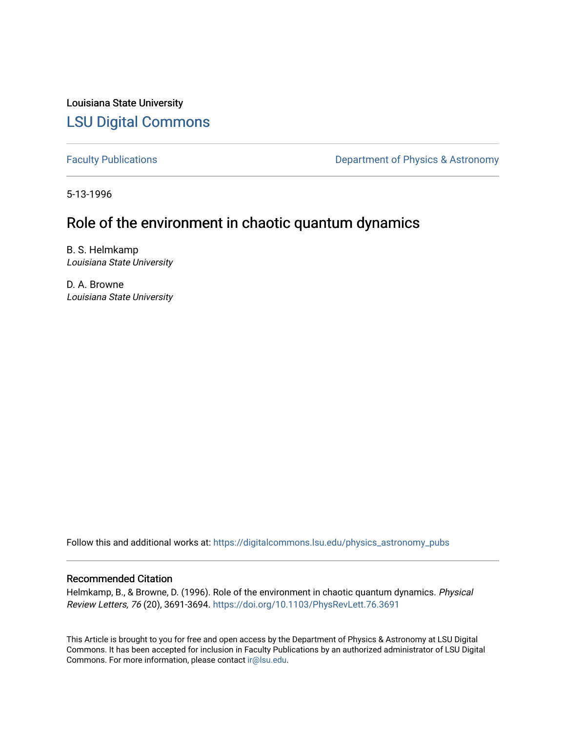Louisiana State University

# LSU Digital Commons

Faculty Publications | Department of Physics & Astronomy

5-13-1996

## Role of the environment in chaotic quantum dynamics

B. S. Helmkamp
*Louisiana State University*

D. A. Browne
*Louisiana State University*

Follow this and additional works at: https://digitalcommons.lsu.edu/physics_astronomy_pubs

### Recommended Citation

Helmkamp, B., & Browne, D. (1996). Role of the environment in chaotic quantum dynamics. *Physical Review Letters, 76* (20), 3691-3694. https://doi.org/10.1103/PhysRevLett.76.3691

This Article is brought to you for free and open access by the Department of Physics & Astronomy at LSU Digital Commons. It has been accepted for inclusion in Faculty Publications by an authorized administrator of LSU Digital Commons. For more information, please contact ir@lsu.edu.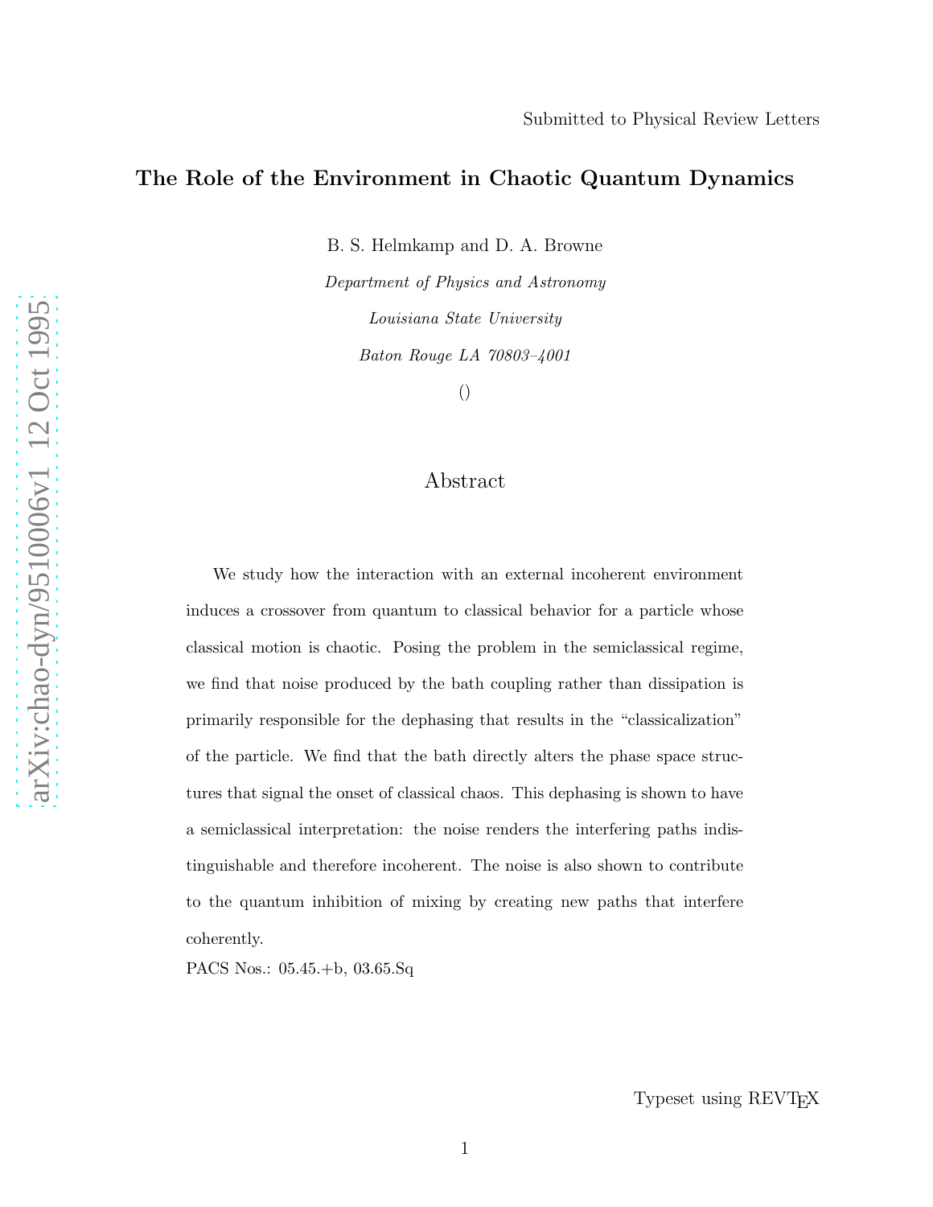Submitted to Physical Review Letters

# The Role of the Environment in Chaotic Quantum Dynamics

B. S. Helmkamp and D. A. Browne

*Department of Physics and Astronomy*

*Louisiana State University*

*Baton Rouge LA 70803–4001*

()

## Abstract

We study how the interaction with an external incoherent environment induces a crossover from quantum to classical behavior for a particle whose classical motion is chaotic. Posing the problem in the semiclassical regime, we find that noise produced by the bath coupling rather than dissipation is primarily responsible for the dephasing that results in the "classicalization" of the particle. We find that the bath directly alters the phase space structures that signal the onset of classical chaos. This dephasing is shown to have a semiclassical interpretation: the noise renders the interfering paths indistinguishable and therefore incoherent. The noise is also shown to contribute to the quantum inhibition of mixing by creating new paths that interfere coherently.

PACS Nos.: 05.45.+b, 03.65.Sq

Typeset using REVTEX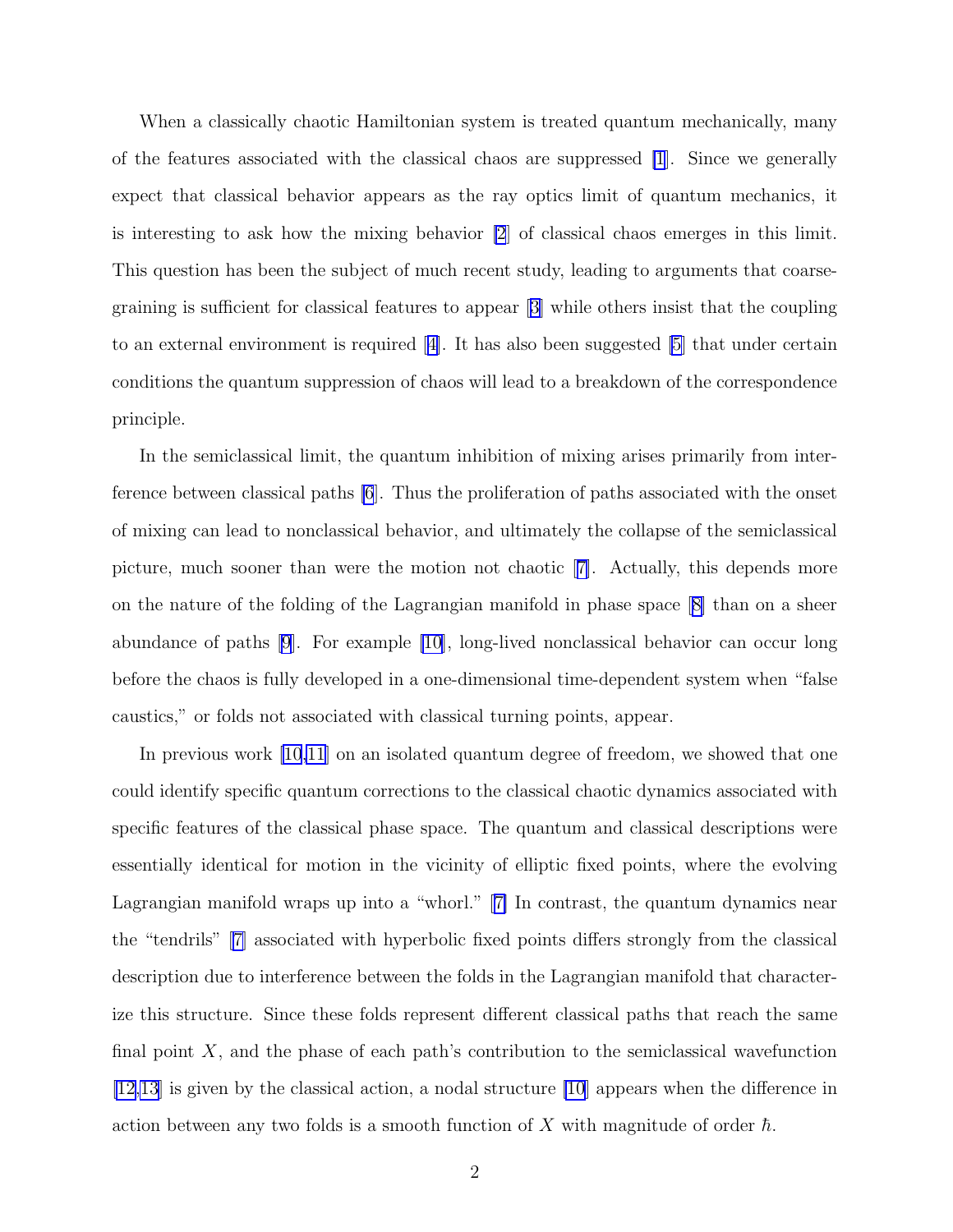When a classically chaotic Hamiltonian system is treated quantum mechanically, many of the features associated with the classical chaos are suppressed [1]. Since we generally expect that classical behavior appears as the ray optics limit of quantum mechanics, it is interesting to ask how the mixing behavior [2] of classical chaos emerges in this limit. This question has been the subject of much recent study, leading to arguments that coarse-graining is sufficient for classical features to appear [3] while others insist that the coupling to an external environment is required [4]. It has also been suggested [5] that under certain conditions the quantum suppression of chaos will lead to a breakdown of the correspondence principle.

In the semiclassical limit, the quantum inhibition of mixing arises primarily from interference between classical paths [6]. Thus the proliferation of paths associated with the onset of mixing can lead to nonclassical behavior, and ultimately the collapse of the semiclassical picture, much sooner than were the motion not chaotic [7]. Actually, this depends more on the nature of the folding of the Lagrangian manifold in phase space [8] than on a sheer abundance of paths [9]. For example [10], long-lived nonclassical behavior can occur long before the chaos is fully developed in a one-dimensional time-dependent system when "false caustics," or folds not associated with classical turning points, appear.

In previous work [10,11] on an isolated quantum degree of freedom, we showed that one could identify specific quantum corrections to the classical chaotic dynamics associated with specific features of the classical phase space. The quantum and classical descriptions were essentially identical for motion in the vicinity of elliptic fixed points, where the evolving Lagrangian manifold wraps up into a "whorl." [7] In contrast, the quantum dynamics near the "tendrils" [7] associated with hyperbolic fixed points differs strongly from the classical description due to interference between the folds in the Lagrangian manifold that characterize this structure. Since these folds represent different classical paths that reach the same final point $X$, and the phase of each path's contribution to the semiclassical wavefunction [12,13] is given by the classical action, a nodal structure [10] appears when the difference in action between any two folds is a smooth function of $X$ with magnitude of order $\hbar$.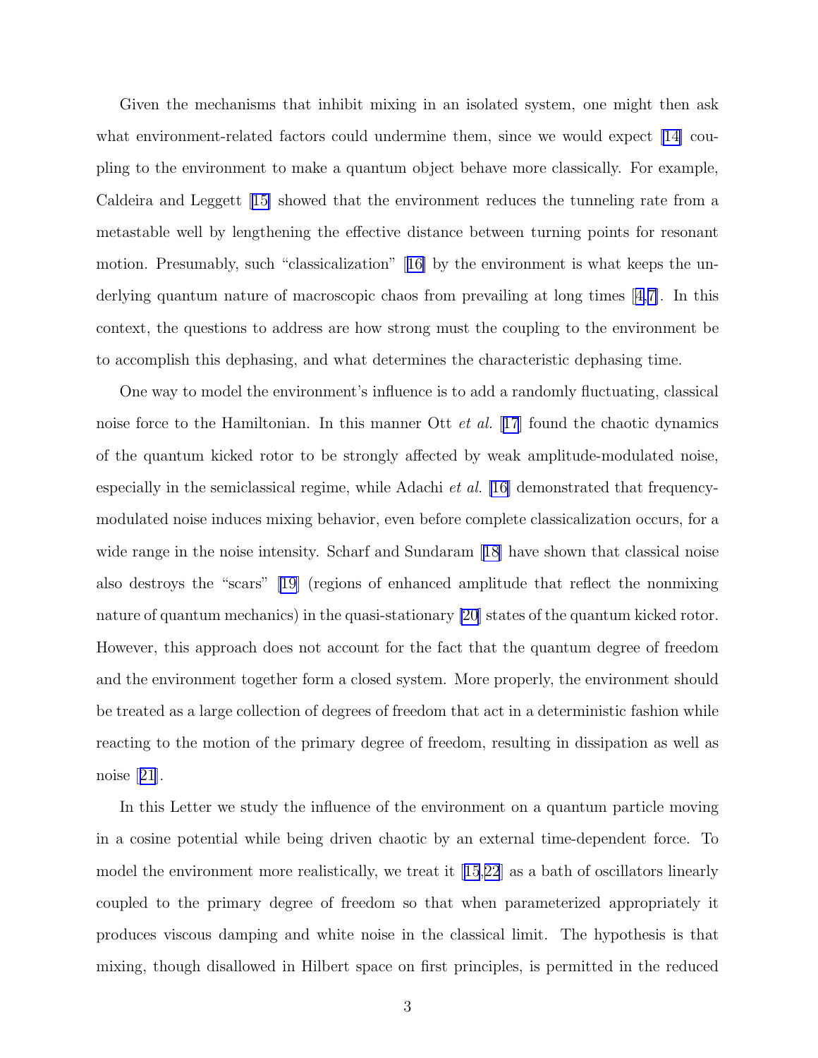Given the mechanisms that inhibit mixing in an isolated system, one might then ask what environment-related factors could undermine them, since we would expect [14] coupling to the environment to make a quantum object behave more classically. For example, Caldeira and Leggett [15] showed that the environment reduces the tunneling rate from a metastable well by lengthening the effective distance between turning points for resonant motion. Presumably, such "classicalization" [16] by the environment is what keeps the underlying quantum nature of macroscopic chaos from prevailing at long times [4,7]. In this context, the questions to address are how strong must the coupling to the environment be to accomplish this dephasing, and what determines the characteristic dephasing time.

One way to model the environment's influence is to add a randomly fluctuating, classical noise force to the Hamiltonian. In this manner Ott *et al.* [17] found the chaotic dynamics of the quantum kicked rotor to be strongly affected by weak amplitude-modulated noise, especially in the semiclassical regime, while Adachi *et al.* [16] demonstrated that frequency-modulated noise induces mixing behavior, even before complete classicalization occurs, for a wide range in the noise intensity. Scharf and Sundaram [18] have shown that classical noise also destroys the "scars" [19] (regions of enhanced amplitude that reflect the nonmixing nature of quantum mechanics) in the quasi-stationary [20] states of the quantum kicked rotor. However, this approach does not account for the fact that the quantum degree of freedom and the environment together form a closed system. More properly, the environment should be treated as a large collection of degrees of freedom that act in a deterministic fashion while reacting to the motion of the primary degree of freedom, resulting in dissipation as well as noise [21].

In this Letter we study the influence of the environment on a quantum particle moving in a cosine potential while being driven chaotic by an external time-dependent force. To model the environment more realistically, we treat it [15,22] as a bath of oscillators linearly coupled to the primary degree of freedom so that when parameterized appropriately it produces viscous damping and white noise in the classical limit. The hypothesis is that mixing, though disallowed in Hilbert space on first principles, is permitted in the reduced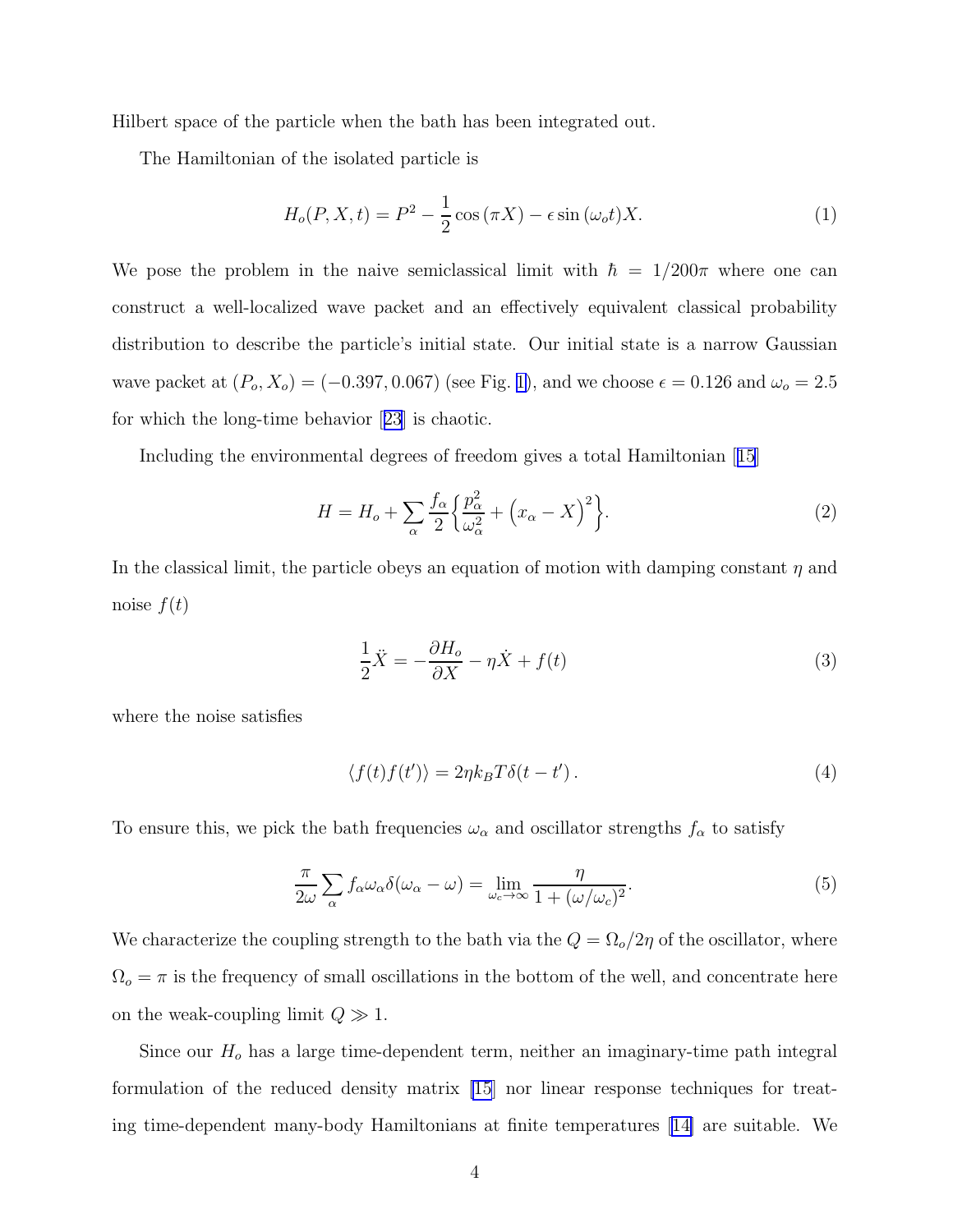Hilbert space of the particle when the bath has been integrated out.

The Hamiltonian of the isolated particle is

$$H_o(P,X,t) = P^2 - \frac{1}{2}\cos(\pi X) - \epsilon \sin(\omega_o t) X. \tag{1}$$

We pose the problem in the naive semiclassical limit with $\hbar = 1/200\pi$ where one can construct a well-localized wave packet and an effectively equivalent classical probability distribution to describe the particle's initial state. Our initial state is a narrow Gaussian wave packet at $(P_o, X_o) = (-0.397, 0.067)$ (see Fig. 1), and we choose $\epsilon = 0.126$ and $\omega_o = 2.5$ for which the long-time behavior [23] is chaotic.

Including the environmental degrees of freedom gives a total Hamiltonian [15]

$$H = H_o + \sum_\alpha \frac{f_\alpha}{2}\Big\{\frac{p_\alpha^2}{\omega_\alpha^2} + \Big(x_\alpha - X\Big)^2\Big\}. \tag{2}$$

In the classical limit, the particle obeys an equation of motion with damping constant $\eta$ and noise $f(t)$

$$\frac{1}{2}\ddot{X} = -\frac{\partial H_o}{\partial X} - \eta \dot{X} + f(t) \tag{3}$$

where the noise satisfies

$$\langle f(t) f(t')\rangle = 2\eta k_B T \delta(t-t')\,. \tag{4}$$

To ensure this, we pick the bath frequencies $\omega_\alpha$ and oscillator strengths $f_\alpha$ to satisfy

$$\frac{\pi}{2\omega}\sum_\alpha f_\alpha \omega_\alpha \delta(\omega_\alpha - \omega) = \lim_{\omega_c\to\infty}\frac{\eta}{1+(\omega/\omega_c)^2}. \tag{5}$$

We characterize the coupling strength to the bath via the $Q = \Omega_o/2\eta$ of the oscillator, where $\Omega_o = \pi$ is the frequency of small oscillations in the bottom of the well, and concentrate here on the weak-coupling limit $Q \gg 1$.

Since our $H_o$ has a large time-dependent term, neither an imaginary-time path integral formulation of the reduced density matrix [15] nor linear response techniques for treating time-dependent many-body Hamiltonians at finite temperatures [14] are suitable. We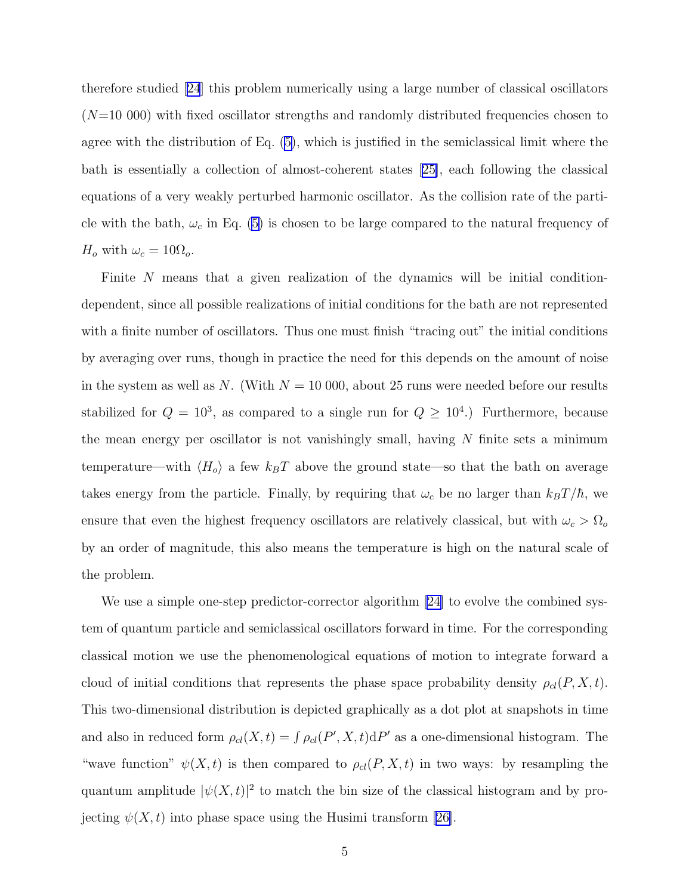therefore studied [24] this problem numerically using a large number of classical oscillators ($N$=10 000) with fixed oscillator strengths and randomly distributed frequencies chosen to agree with the distribution of Eq. (5), which is justified in the semiclassical limit where the bath is essentially a collection of almost-coherent states [25], each following the classical equations of a very weakly perturbed harmonic oscillator. As the collision rate of the particle with the bath, $\omega_c$ in Eq. (5) is chosen to be large compared to the natural frequency of $H_o$ with $\omega_c = 10\Omega_o$.

Finite $N$ means that a given realization of the dynamics will be initial condition-dependent, since all possible realizations of initial conditions for the bath are not represented with a finite number of oscillators. Thus one must finish "tracing out" the initial conditions by averaging over runs, though in practice the need for this depends on the amount of noise in the system as well as $N$. (With $N = 10\ 000$, about 25 runs were needed before our results stabilized for $Q = 10^3$, as compared to a single run for $Q \geq 10^4$.) Furthermore, because the mean energy per oscillator is not vanishingly small, having $N$ finite sets a minimum temperature—with $\langle H_o \rangle$ a few $k_BT$ above the ground state—so that the bath on average takes energy from the particle. Finally, by requiring that $\omega_c$ be no larger than $k_BT/\hbar$, we ensure that even the highest frequency oscillators are relatively classical, but with $\omega_c > \Omega_o$ by an order of magnitude, this also means the temperature is high on the natural scale of the problem.

We use a simple one-step predictor-corrector algorithm [24] to evolve the combined system of quantum particle and semiclassical oscillators forward in time. For the corresponding classical motion we use the phenomenological equations of motion to integrate forward a cloud of initial conditions that represents the phase space probability density $\rho_{cl}(P, X, t)$. This two-dimensional distribution is depicted graphically as a dot plot at snapshots in time and also in reduced form $\rho_{cl}(X, t) = \int \rho_{cl}(P', X, t)\mathrm{d}P'$ as a one-dimensional histogram. The "wave function" $\psi(X, t)$ is then compared to $\rho_{cl}(P, X, t)$ in two ways: by resampling the quantum amplitude $|\psi(X, t)|^2$ to match the bin size of the classical histogram and by projecting $\psi(X, t)$ into phase space using the Husimi transform [26].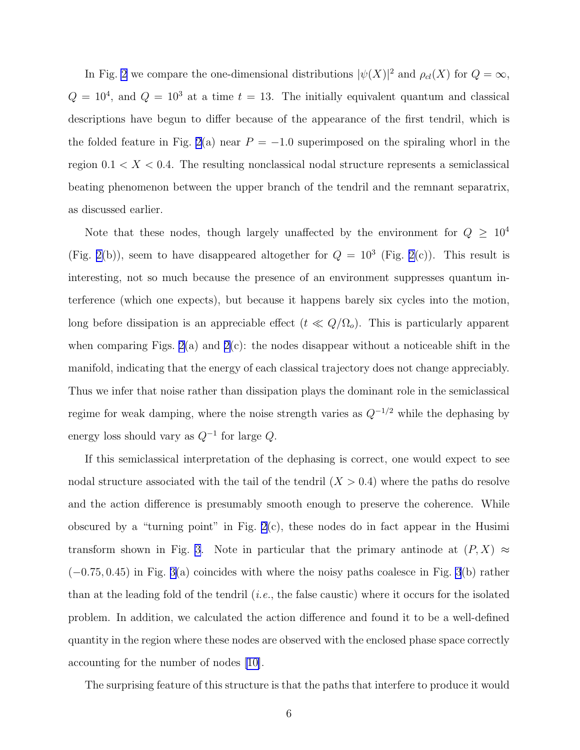In Fig. 2 we compare the one-dimensional distributions $|\psi(X)|^2$ and $\rho_{cl}(X)$ for $Q = \infty$, $Q = 10^4$, and $Q = 10^3$ at a time $t = 13$. The initially equivalent quantum and classical descriptions have begun to differ because of the appearance of the first tendril, which is the folded feature in Fig. 2(a) near $P = -1.0$ superimposed on the spiraling whorl in the region $0.1 < X < 0.4$. The resulting nonclassical nodal structure represents a semiclassical beating phenomenon between the upper branch of the tendril and the remnant separatrix, as discussed earlier.

Note that these nodes, though largely unaffected by the environment for $Q \geq 10^4$ (Fig. 2(b)), seem to have disappeared altogether for $Q = 10^3$ (Fig. 2(c)). This result is interesting, not so much because the presence of an environment suppresses quantum interference (which one expects), but because it happens barely six cycles into the motion, long before dissipation is an appreciable effect ($t \ll Q/\Omega_o$). This is particularly apparent when comparing Figs. 2(a) and 2(c): the nodes disappear without a noticeable shift in the manifold, indicating that the energy of each classical trajectory does not change appreciably. Thus we infer that noise rather than dissipation plays the dominant role in the semiclassical regime for weak damping, where the noise strength varies as $Q^{-1/2}$ while the dephasing by energy loss should vary as $Q^{-1}$ for large $Q$.

If this semiclassical interpretation of the dephasing is correct, one would expect to see nodal structure associated with the tail of the tendril ($X > 0.4$) where the paths do resolve and the action difference is presumably smooth enough to preserve the coherence. While obscured by a "turning point" in Fig. 2(c), these nodes do in fact appear in the Husimi transform shown in Fig. 3. Note in particular that the primary antinode at $(P, X) \approx (-0.75, 0.45)$ in Fig. 3(a) coincides with where the noisy paths coalesce in Fig. 3(b) rather than at the leading fold of the tendril (*i.e.*, the false caustic) where it occurs for the isolated problem. In addition, we calculated the action difference and found it to be a well-defined quantity in the region where these nodes are observed with the enclosed phase space correctly accounting for the number of nodes [10].

The surprising feature of this structure is that the paths that interfere to produce it would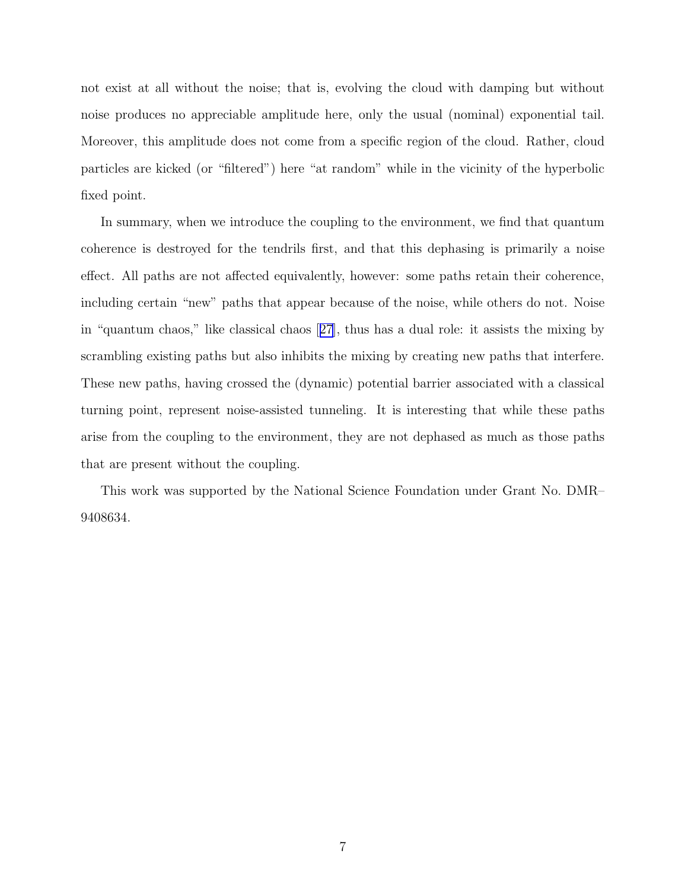not exist at all without the noise; that is, evolving the cloud with damping but without noise produces no appreciable amplitude here, only the usual (nominal) exponential tail. Moreover, this amplitude does not come from a specific region of the cloud. Rather, cloud particles are kicked (or "filtered") here "at random" while in the vicinity of the hyperbolic fixed point.

In summary, when we introduce the coupling to the environment, we find that quantum coherence is destroyed for the tendrils first, and that this dephasing is primarily a noise effect. All paths are not affected equivalently, however: some paths retain their coherence, including certain "new" paths that appear because of the noise, while others do not. Noise in "quantum chaos," like classical chaos [27], thus has a dual role: it assists the mixing by scrambling existing paths but also inhibits the mixing by creating new paths that interfere. These new paths, having crossed the (dynamic) potential barrier associated with a classical turning point, represent noise-assisted tunneling. It is interesting that while these paths arise from the coupling to the environment, they are not dephased as much as those paths that are present without the coupling.

This work was supported by the National Science Foundation under Grant No. DMR–9408634.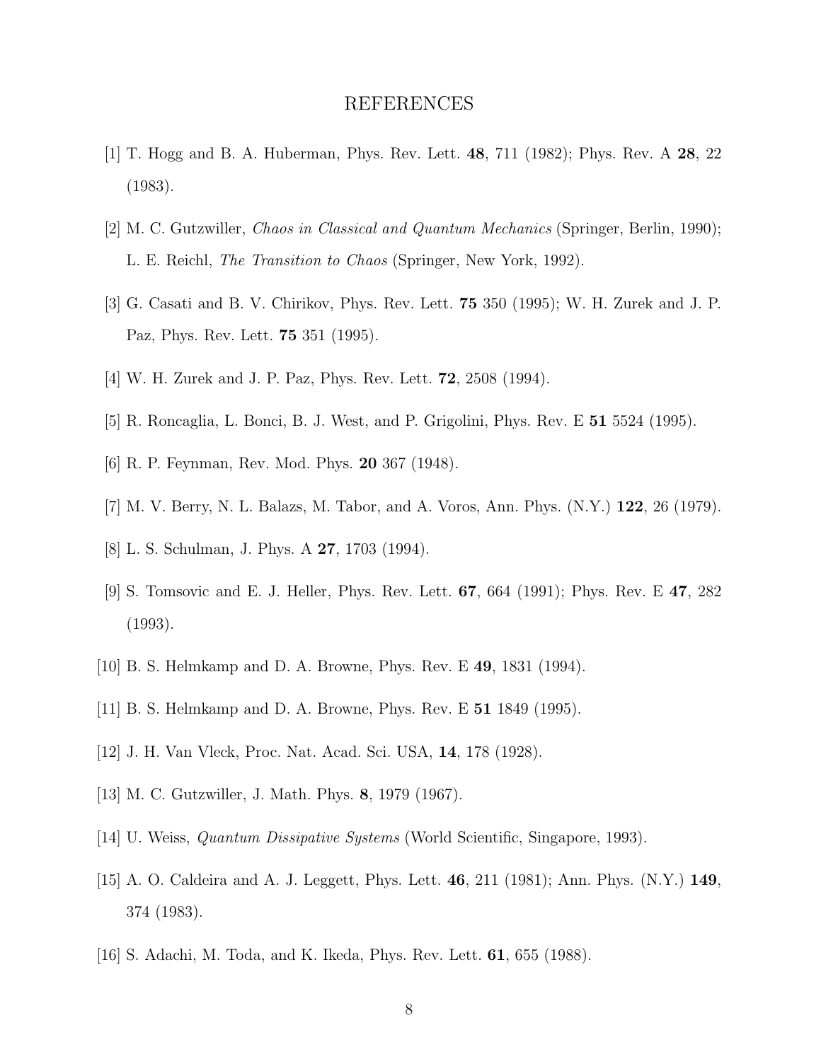# REFERENCES

[1] T. Hogg and B. A. Huberman, Phys. Rev. Lett. **48**, 711 (1982); Phys. Rev. A **28**, 22 (1983).

[2] M. C. Gutzwiller, *Chaos in Classical and Quantum Mechanics* (Springer, Berlin, 1990); L. E. Reichl, *The Transition to Chaos* (Springer, New York, 1992).

[3] G. Casati and B. V. Chirikov, Phys. Rev. Lett. **75** 350 (1995); W. H. Zurek and J. P. Paz, Phys. Rev. Lett. **75** 351 (1995).

[4] W. H. Zurek and J. P. Paz, Phys. Rev. Lett. **72**, 2508 (1994).

[5] R. Roncaglia, L. Bonci, B. J. West, and P. Grigolini, Phys. Rev. E **51** 5524 (1995).

[6] R. P. Feynman, Rev. Mod. Phys. **20** 367 (1948).

[7] M. V. Berry, N. L. Balazs, M. Tabor, and A. Voros, Ann. Phys. (N.Y.) **122**, 26 (1979).

[8] L. S. Schulman, J. Phys. A **27**, 1703 (1994).

[9] S. Tomsovic and E. J. Heller, Phys. Rev. Lett. **67**, 664 (1991); Phys. Rev. E **47**, 282 (1993).

[10] B. S. Helmkamp and D. A. Browne, Phys. Rev. E **49**, 1831 (1994).

[11] B. S. Helmkamp and D. A. Browne, Phys. Rev. E **51** 1849 (1995).

[12] J. H. Van Vleck, Proc. Nat. Acad. Sci. USA, **14**, 178 (1928).

[13] M. C. Gutzwiller, J. Math. Phys. **8**, 1979 (1967).

[14] U. Weiss, *Quantum Dissipative Systems* (World Scientific, Singapore, 1993).

[15] A. O. Caldeira and A. J. Leggett, Phys. Lett. **46**, 211 (1981); Ann. Phys. (N.Y.) **149**, 374 (1983).

[16] S. Adachi, M. Toda, and K. Ikeda, Phys. Rev. Lett. **61**, 655 (1988).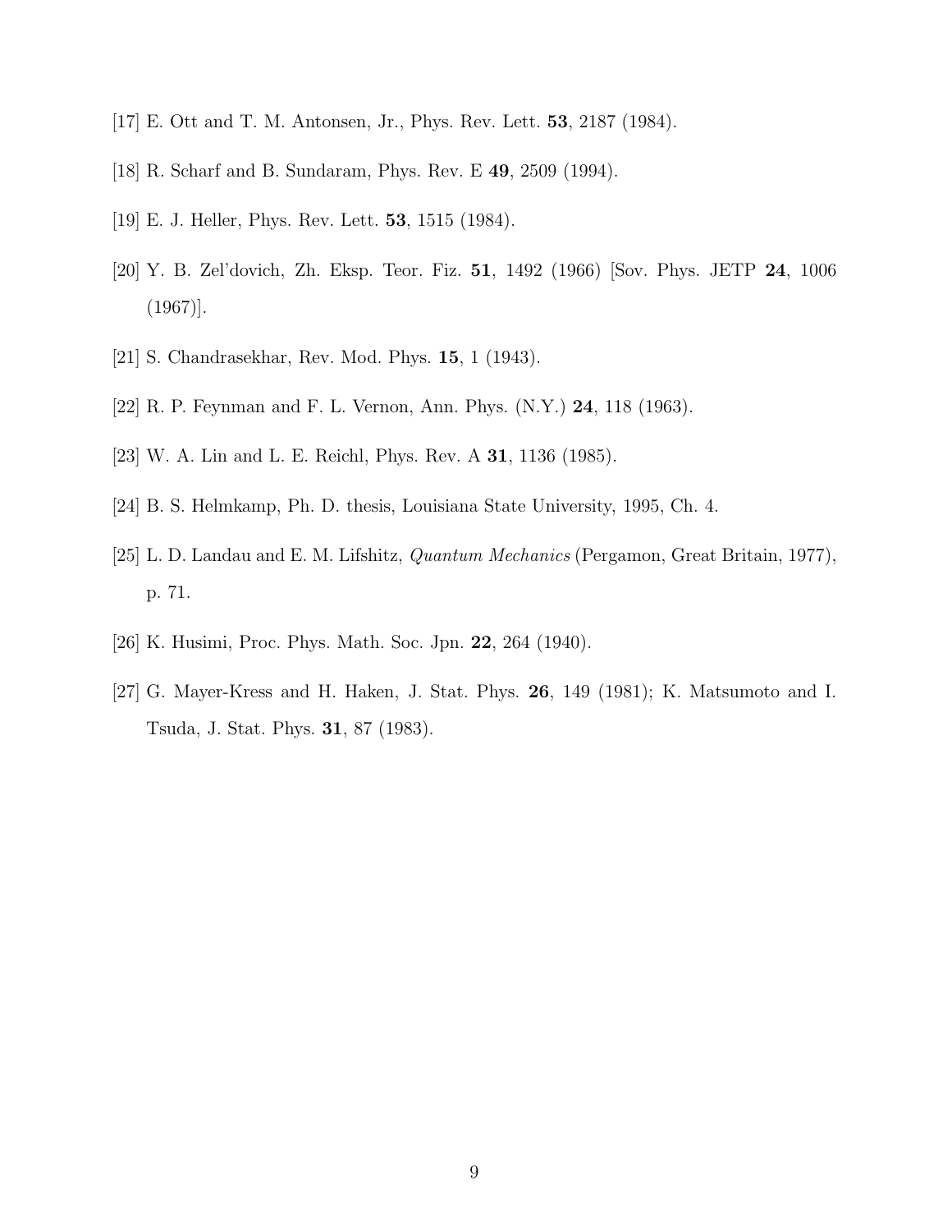[17] E. Ott and T. M. Antonsen, Jr., Phys. Rev. Lett. **53**, 2187 (1984).

[18] R. Scharf and B. Sundaram, Phys. Rev. E **49**, 2509 (1994).

[19] E. J. Heller, Phys. Rev. Lett. **53**, 1515 (1984).

[20] Y. B. Zel'dovich, Zh. Eksp. Teor. Fiz. **51**, 1492 (1966) [Sov. Phys. JETP **24**, 1006 (1967)].

[21] S. Chandrasekhar, Rev. Mod. Phys. **15**, 1 (1943).

[22] R. P. Feynman and F. L. Vernon, Ann. Phys. (N.Y.) **24**, 118 (1963).

[23] W. A. Lin and L. E. Reichl, Phys. Rev. A **31**, 1136 (1985).

[24] B. S. Helmkamp, Ph. D. thesis, Louisiana State University, 1995, Ch. 4.

[25] L. D. Landau and E. M. Lifshitz, *Quantum Mechanics* (Pergamon, Great Britain, 1977), p. 71.

[26] K. Husimi, Proc. Phys. Math. Soc. Jpn. **22**, 264 (1940).

[27] G. Mayer-Kress and H. Haken, J. Stat. Phys. **26**, 149 (1981); K. Matsumoto and I. Tsuda, J. Stat. Phys. **31**, 87 (1983).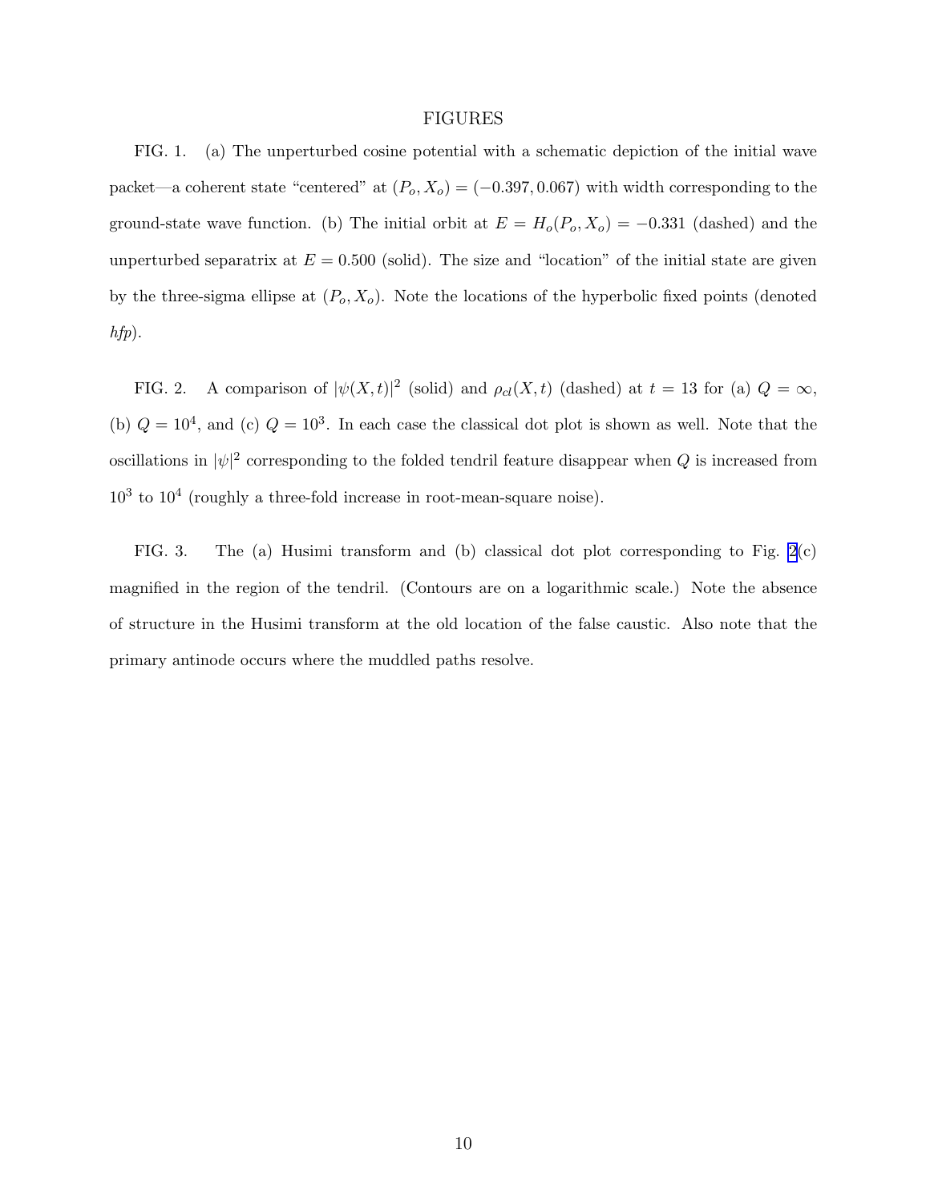# FIGURES

FIG. 1. (a) The unperturbed cosine potential with a schematic depiction of the initial wave packet—a coherent state "centered" at $(P_o, X_o) = (-0.397, 0.067)$ with width corresponding to the ground-state wave function. (b) The initial orbit at $E = H_o(P_o, X_o) = -0.331$ (dashed) and the unperturbed separatrix at $E = 0.500$ (solid). The size and "location" of the initial state are given by the three-sigma ellipse at $(P_o, X_o)$. Note the locations of the hyperbolic fixed points (denoted *hfp*).

FIG. 2. A comparison of $|\psi(X,t)|^2$ (solid) and $\rho_{cl}(X,t)$ (dashed) at $t = 13$ for (a) $Q = \infty$, (b) $Q = 10^4$, and (c) $Q = 10^3$. In each case the classical dot plot is shown as well. Note that the oscillations in $|\psi|^2$ corresponding to the folded tendril feature disappear when $Q$ is increased from $10^3$ to $10^4$ (roughly a three-fold increase in root-mean-square noise).

FIG. 3. The (a) Husimi transform and (b) classical dot plot corresponding to Fig. 2(c) magnified in the region of the tendril. (Contours are on a logarithmic scale.) Note the absence of structure in the Husimi transform at the old location of the false caustic. Also note that the primary antinode occurs where the muddled paths resolve.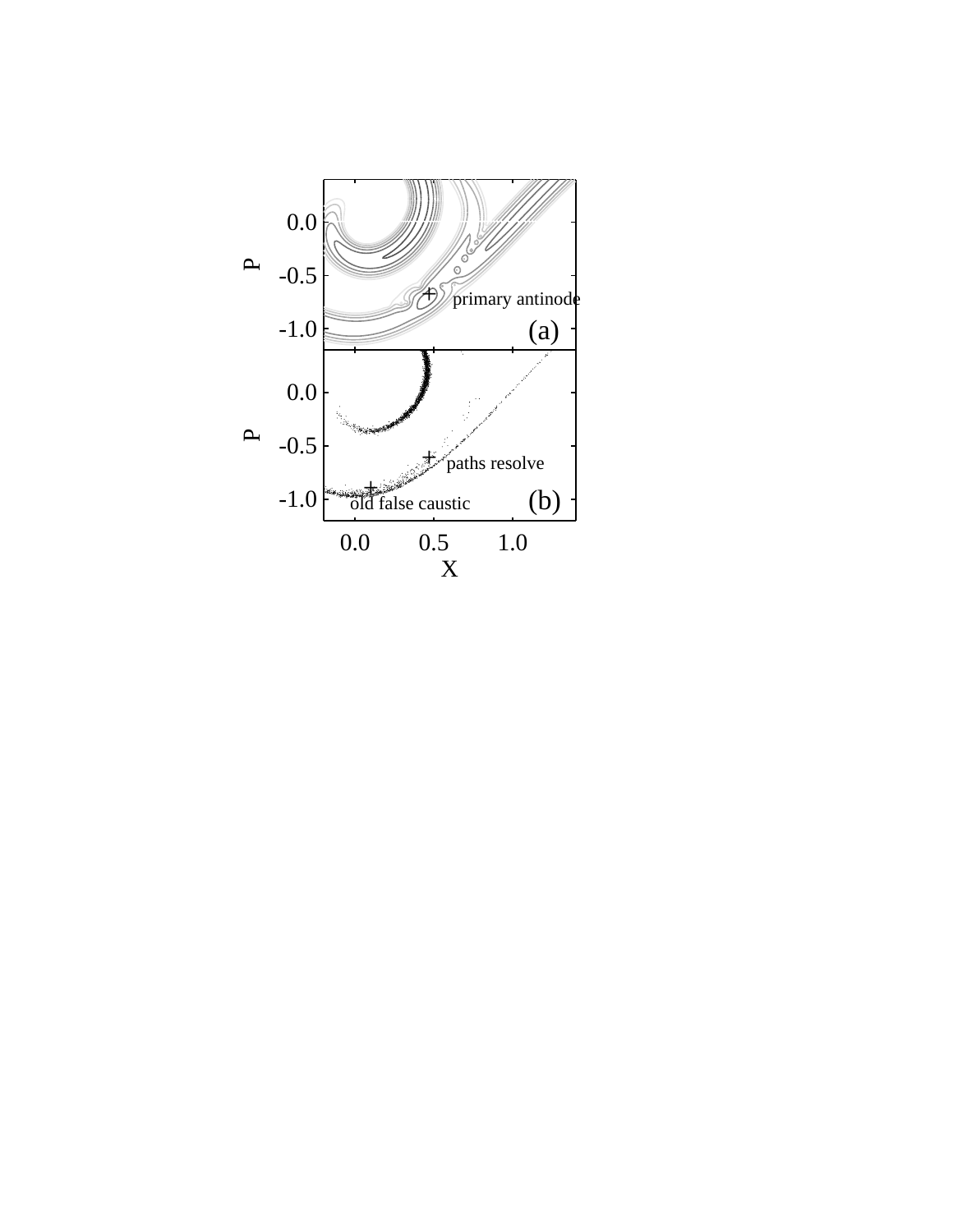P

0.0

-0.5

-1.0

primary antinode

(a)

P

0.0

-0.5

-1.0

paths resolve

old false caustic

(b)

0.0

0.5

1.0

X